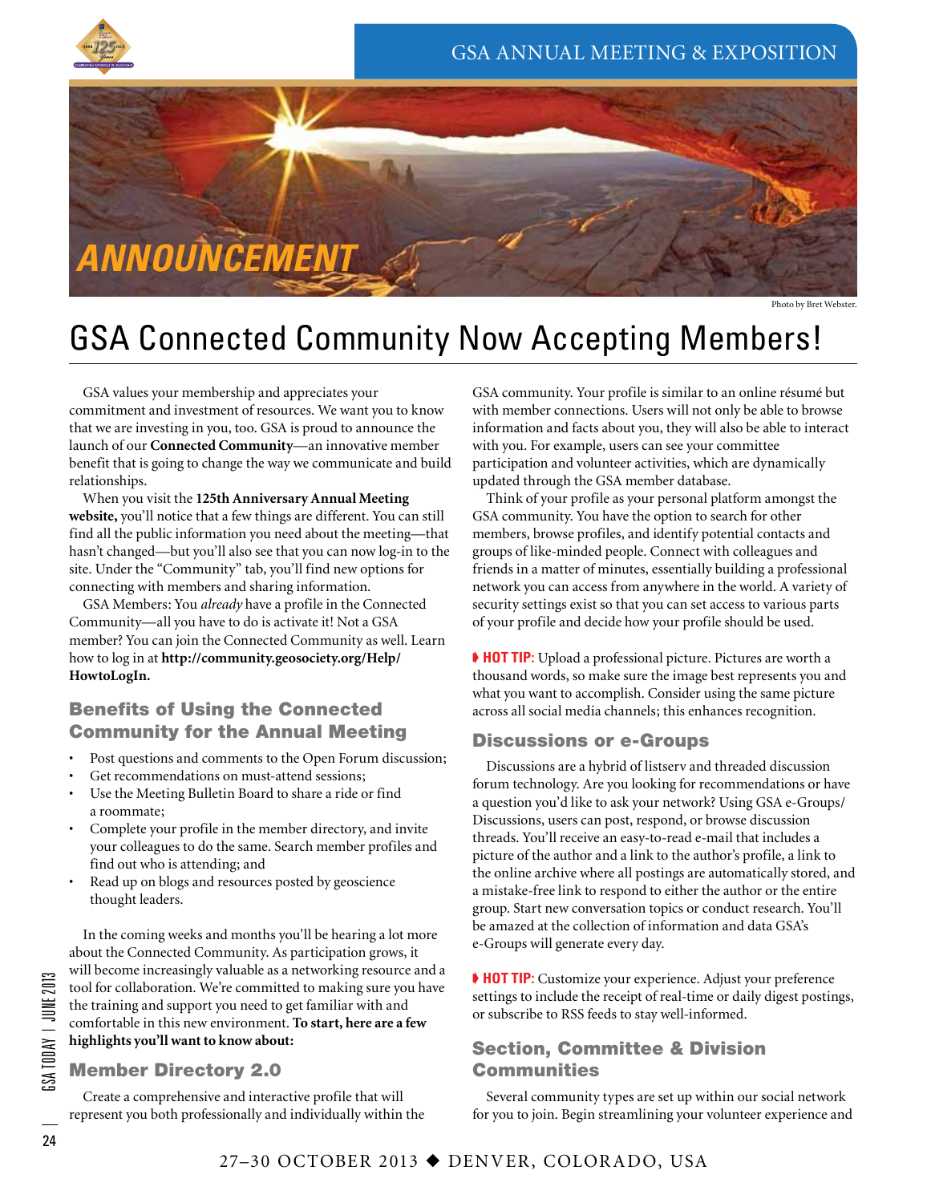ANNOUNCEMENT

Photo by Bret Webster.

# GSA Connected Community Now Accepting Members!

GSA values your membership and appreciates your commitment and investment of resources. We want you to know that we are investing in you, too. GSA is proud to announce the launch of our **Connected Community**—an innovative member benefit that is going to change the way we communicate and build relationships.

When you visit the **125th Anniversary Annual Meeting website,** you'll notice that a few things are different. You can still find all the public information you need about the meeting—that hasn't changed—but you'll also see that you can now log-in to the site. Under the "Community" tab, you'll find new options for connecting with members and sharing information.

GSA Members: You *already* have a profile in the Connected Community—all you have to do is activate it! Not a GSA member? You can join the Connected Community as well. Learn how to log in at **http://community.geosociety.org/Help/HowtoLogIn.**

## Benefits of Using the Connected Community for the Annual Meeting

- Post questions and comments to the Open Forum discussion;
- Get recommendations on must-attend sessions;
- Use the Meeting Bulletin Board to share a ride or find a roommate;
- Complete your profile in the member directory, and invite your colleagues to do the same. Search member profiles and find out who is attending; and
- Read up on blogs and resources posted by geoscience thought leaders.

In the coming weeks and months you'll be hearing a lot more about the Connected Community. As participation grows, it will become increasingly valuable as a networking resource and a tool for collaboration. We're committed to making sure you have the training and support you need to get familiar with and comfortable in this new environment. **To start, here are a few highlights you'll want to know about:**

## Member Directory 2.0

Create a comprehensive and interactive profile that will represent you both professionally and individually within the GSA community. Your profile is similar to an online résumé but with member connections. Users will not only be able to browse information and facts about you, they will also be able to interact with you. For example, users can see your committee participation and volunteer activities, which are dynamically updated through the GSA member database.

Think of your profile as your personal platform amongst the GSA community. You have the option to search for other members, browse profiles, and identify potential contacts and groups of like-minded people. Connect with colleagues and friends in a matter of minutes, essentially building a professional network you can access from anywhere in the world. A variety of security settings exist so that you can set access to various parts of your profile and decide how your profile should be used.

**HOT TIP:** Upload a professional picture. Pictures are worth a thousand words, so make sure the image best represents you and what you want to accomplish. Consider using the same picture across all social media channels; this enhances recognition.

## Discussions or e-Groups

Discussions are a hybrid of listserv and threaded discussion forum technology. Are you looking for recommendations or have a question you'd like to ask your network? Using GSA e-Groups/Discussions, users can post, respond, or browse discussion threads. You'll receive an easy-to-read e-mail that includes a picture of the author and a link to the author's profile, a link to the online archive where all postings are automatically stored, and a mistake-free link to respond to either the author or the entire group. Start new conversation topics or conduct research. You'll be amazed at the collection of information and data GSA's e-Groups will generate every day.

**HOT TIP:** Customize your experience. Adjust your preference settings to include the receipt of real-time or daily digest postings, or subscribe to RSS feeds to stay well-informed.

## Section, Committee & Division Communities

Several community types are set up within our social network for you to join. Begin streamlining your volunteer experience and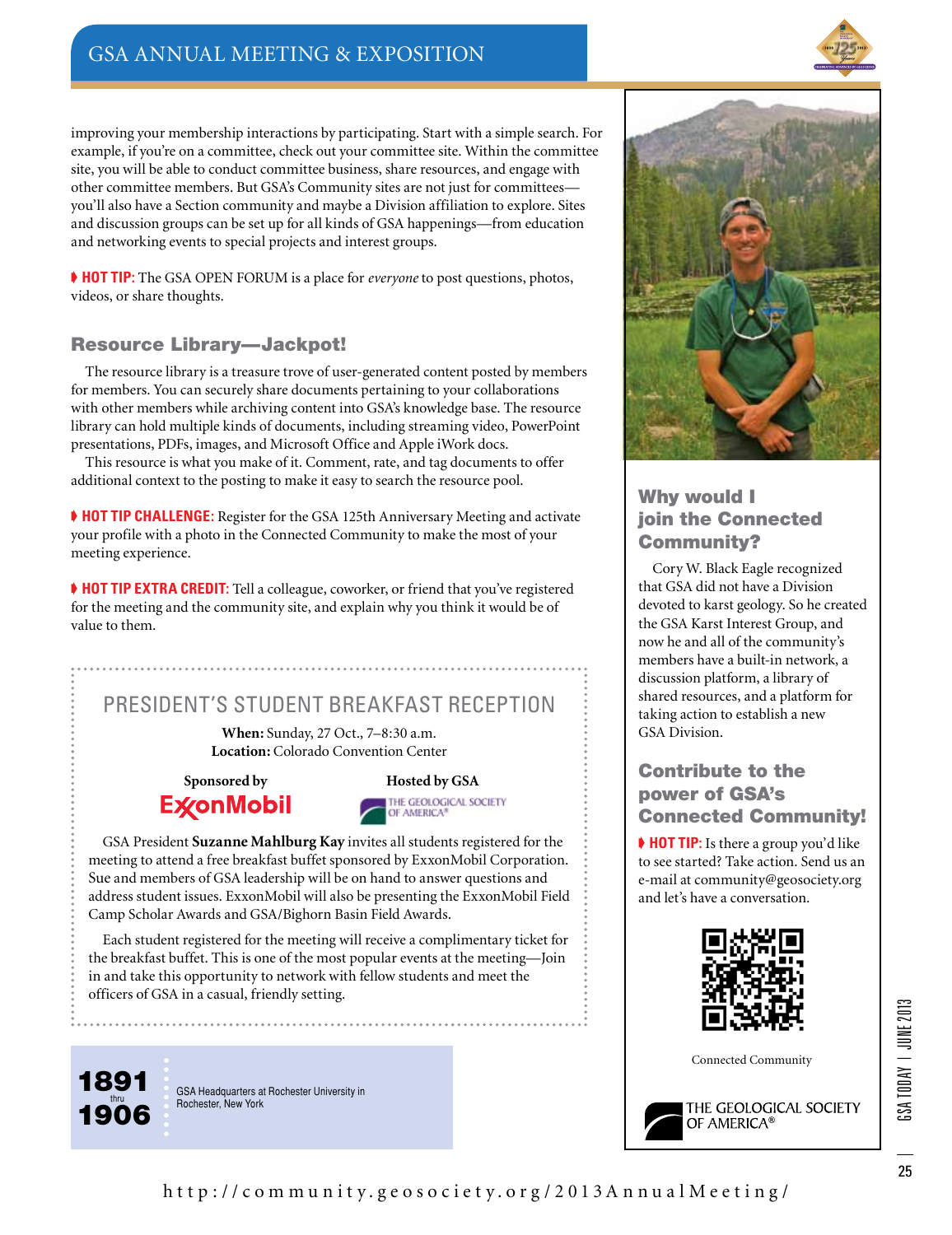improving your membership interactions by participating. Start with a simple search. For example, if you're on a committee, check out your committee site. Within the committee site, you will be able to conduct committee business, share resources, and engage with other committee members. But GSA's Community sites are not just for committees—you'll also have a Section community and maybe a Division affiliation to explore. Sites and discussion groups can be set up for all kinds of GSA happenings—from education and networking events to special projects and interest groups.

**HOT TIP:** The GSA OPEN FORUM is a place for *everyone* to post questions, photos, videos, or share thoughts.

## Resource Library—Jackpot!

The resource library is a treasure trove of user-generated content posted by members for members. You can securely share documents pertaining to your collaborations with other members while archiving content into GSA's knowledge base. The resource library can hold multiple kinds of documents, including streaming video, PowerPoint presentations, PDFs, images, and Microsoft Office and Apple iWork docs.

This resource is what you make of it. Comment, rate, and tag documents to offer additional context to the posting to make it easy to search the resource pool.

**HOT TIP CHALLENGE:** Register for the GSA 125th Anniversary Meeting and activate your profile with a photo in the Connected Community to make the most of your meeting experience.

**HOT TIP EXTRA CREDIT:** Tell a colleague, coworker, or friend that you've registered for the meeting and the community site, and explain why you think it would be of value to them.

## PRESIDENT'S STUDENT BREAKFAST RECEPTION

**When:** Sunday, 27 Oct., 7–8:30 a.m.
**Location:** Colorado Convention Center

**Sponsored by** ExxonMobil

**Hosted by GSA** The Geological Society of America®

GSA President **Suzanne Mahlburg Kay** invites all students registered for the meeting to attend a free breakfast buffet sponsored by ExxonMobil Corporation. Sue and members of GSA leadership will be on hand to answer questions and address student issues. ExxonMobil will also be presenting the ExxonMobil Field Camp Scholar Awards and GSA/Bighorn Basin Field Awards.

Each student registered for the meeting will receive a complimentary ticket for the breakfast buffet. This is one of the most popular events at the meeting—Join in and take this opportunity to network with fellow students and meet the officers of GSA in a casual, friendly setting.

**1891** thru **1906** GSA Headquarters at Rochester University in Rochester, New York

## Why would I join the Connected Community?

Cory W. Black Eagle recognized that GSA did not have a Division devoted to karst geology. So he created the GSA Karst Interest Group, and now he and all of the community's members have a built-in network, a discussion platform, a library of shared resources, and a platform for taking action to establish a new GSA Division.

## Contribute to the power of GSA's Connected Community!

**HOT TIP:** Is there a group you'd like to see started? Take action. Send us an e-mail at community@geosociety.org and let's have a conversation.

Connected Community

The Geological Society of America®

http://community.geosociety.org/2013AnnualMeeting/